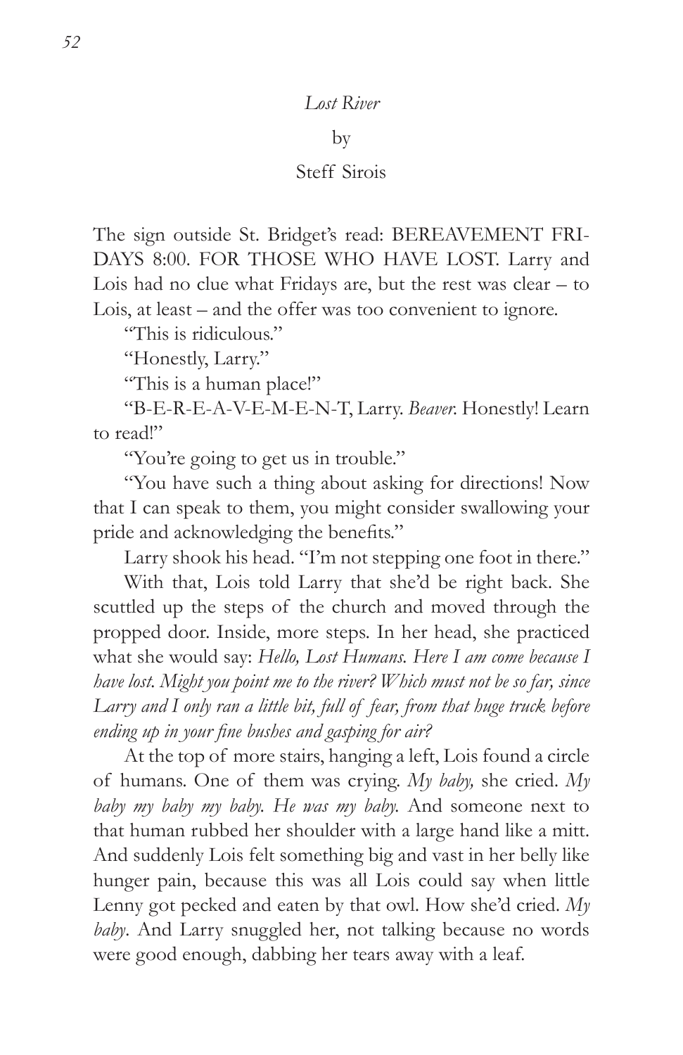*Lost River*

by

Steff Sirois

The sign outside St. Bridget's read: BEREAVEMENT FRIDAYS 8:00. FOR THOSE WHO HAVE LOST. Larry and Lois had no clue what Fridays are, but the rest was clear – to Lois, at least – and the offer was too convenient to ignore.

"This is ridiculous."

"Honestly, Larry."

"This is a human place!"

"B-E-R-E-A-V-E-M-E-N-T, Larry. *Beaver*. Honestly! Learn to read!"

"You're going to get us in trouble."

"You have such a thing about asking for directions! Now that I can speak to them, you might consider swallowing your pride and acknowledging the benefits."

Larry shook his head. "I'm not stepping one foot in there."

With that, Lois told Larry that she'd be right back. She scuttled up the steps of the church and moved through the propped door. Inside, more steps. In her head, she practiced what she would say: *Hello, Lost Humans. Here I am come because I have lost. Might you point me to the river? Which must not be so far, since Larry and I only ran a little bit, full of fear, from that huge truck before ending up in your fine bushes and gasping for air?*

At the top of more stairs, hanging a left, Lois found a circle of humans. One of them was crying. *My baby,* she cried. *My baby my baby my baby. He was my baby.* And someone next to that human rubbed her shoulder with a large hand like a mitt. And suddenly Lois felt something big and vast in her belly like hunger pain, because this was all Lois could say when little Lenny got pecked and eaten by that owl. How she'd cried. *My baby*. And Larry snuggled her, not talking because no words were good enough, dabbing her tears away with a leaf.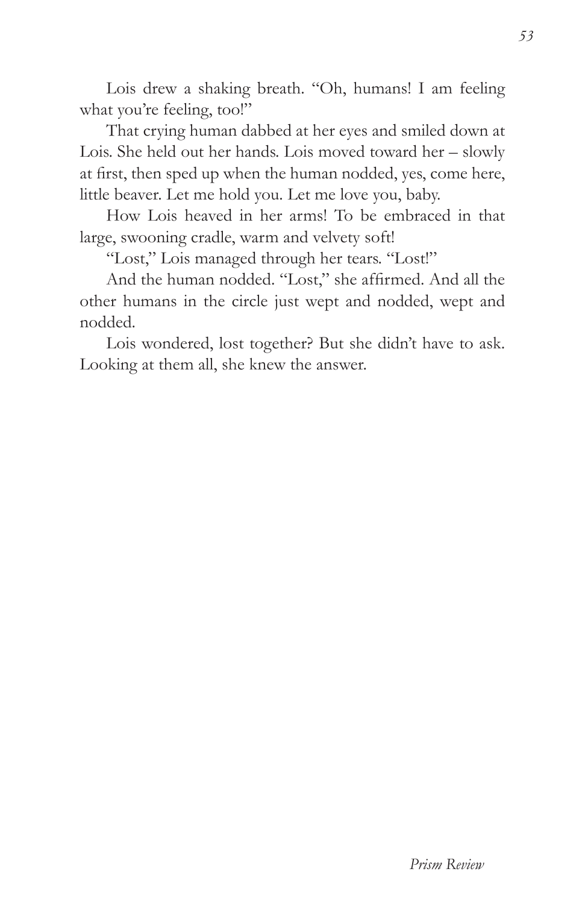Lois drew a shaking breath. "Oh, humans! I am feeling what you're feeling, too!"

That crying human dabbed at her eyes and smiled down at Lois. She held out her hands. Lois moved toward her – slowly at first, then sped up when the human nodded, yes, come here, little beaver. Let me hold you. Let me love you, baby.

How Lois heaved in her arms! To be embraced in that large, swooning cradle, warm and velvety soft!

"Lost," Lois managed through her tears. "Lost!"

And the human nodded. "Lost," she affirmed. And all the other humans in the circle just wept and nodded, wept and nodded.

Lois wondered, lost together? But she didn't have to ask. Looking at them all, she knew the answer.